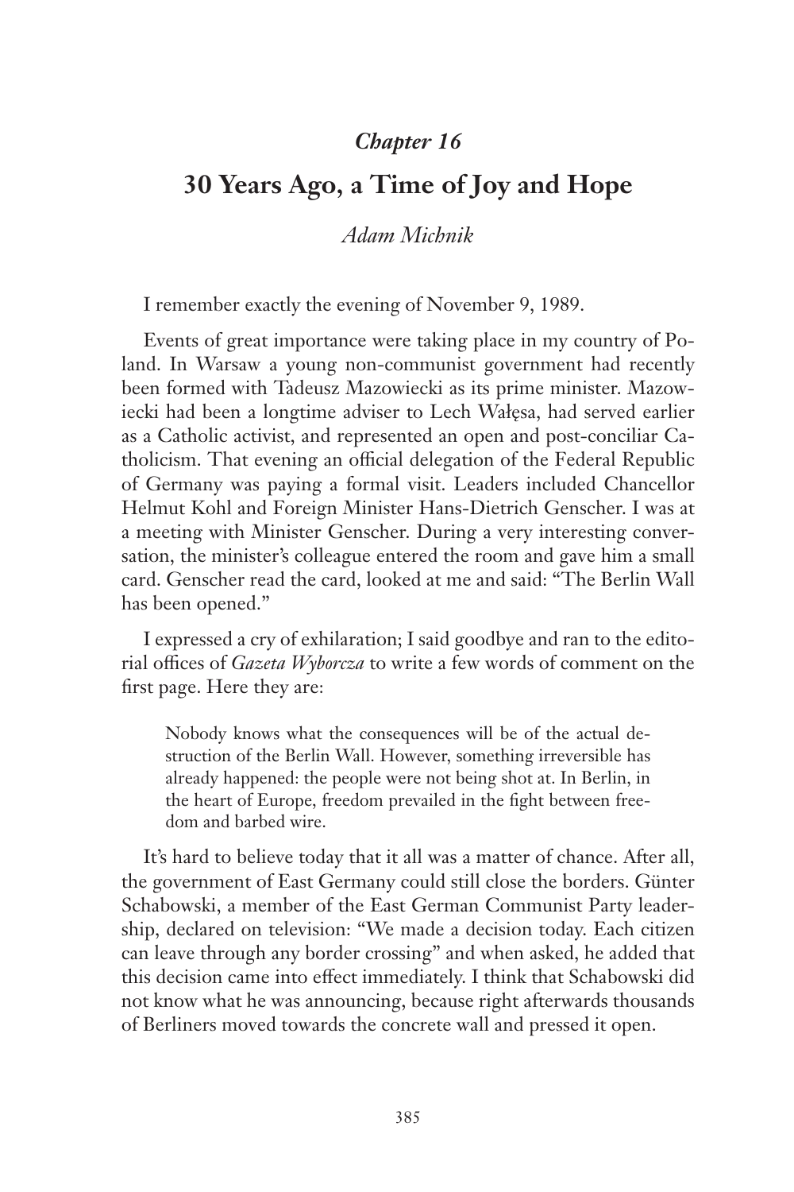## *Chapter 16*

# 30 Years Ago, a Time of Joy and Hope

*Adam Michnik*

I remember exactly the evening of November 9, 1989.

Events of great importance were taking place in my country of Poland. In Warsaw a young non-communist government had recently been formed with Tadeusz Mazowiecki as its prime minister. Mazowiecki had been a longtime adviser to Lech Wałęsa, had served earlier as a Catholic activist, and represented an open and post-conciliar Catholicism. That evening an official delegation of the Federal Republic of Germany was paying a formal visit. Leaders included Chancellor Helmut Kohl and Foreign Minister Hans-Dietrich Genscher. I was at a meeting with Minister Genscher. During a very interesting conversation, the minister's colleague entered the room and gave him a small card. Genscher read the card, looked at me and said: "The Berlin Wall has been opened."

I expressed a cry of exhilaration; I said goodbye and ran to the editorial offices of *Gazeta Wyborcza* to write a few words of comment on the first page. Here they are:

> Nobody knows what the consequences will be of the actual destruction of the Berlin Wall. However, something irreversible has already happened: the people were not being shot at. In Berlin, in the heart of Europe, freedom prevailed in the fight between freedom and barbed wire.

It's hard to believe today that it all was a matter of chance. After all, the government of East Germany could still close the borders. Günter Schabowski, a member of the East German Communist Party leadership, declared on television: "We made a decision today. Each citizen can leave through any border crossing" and when asked, he added that this decision came into effect immediately. I think that Schabowski did not know what he was announcing, because right afterwards thousands of Berliners moved towards the concrete wall and pressed it open.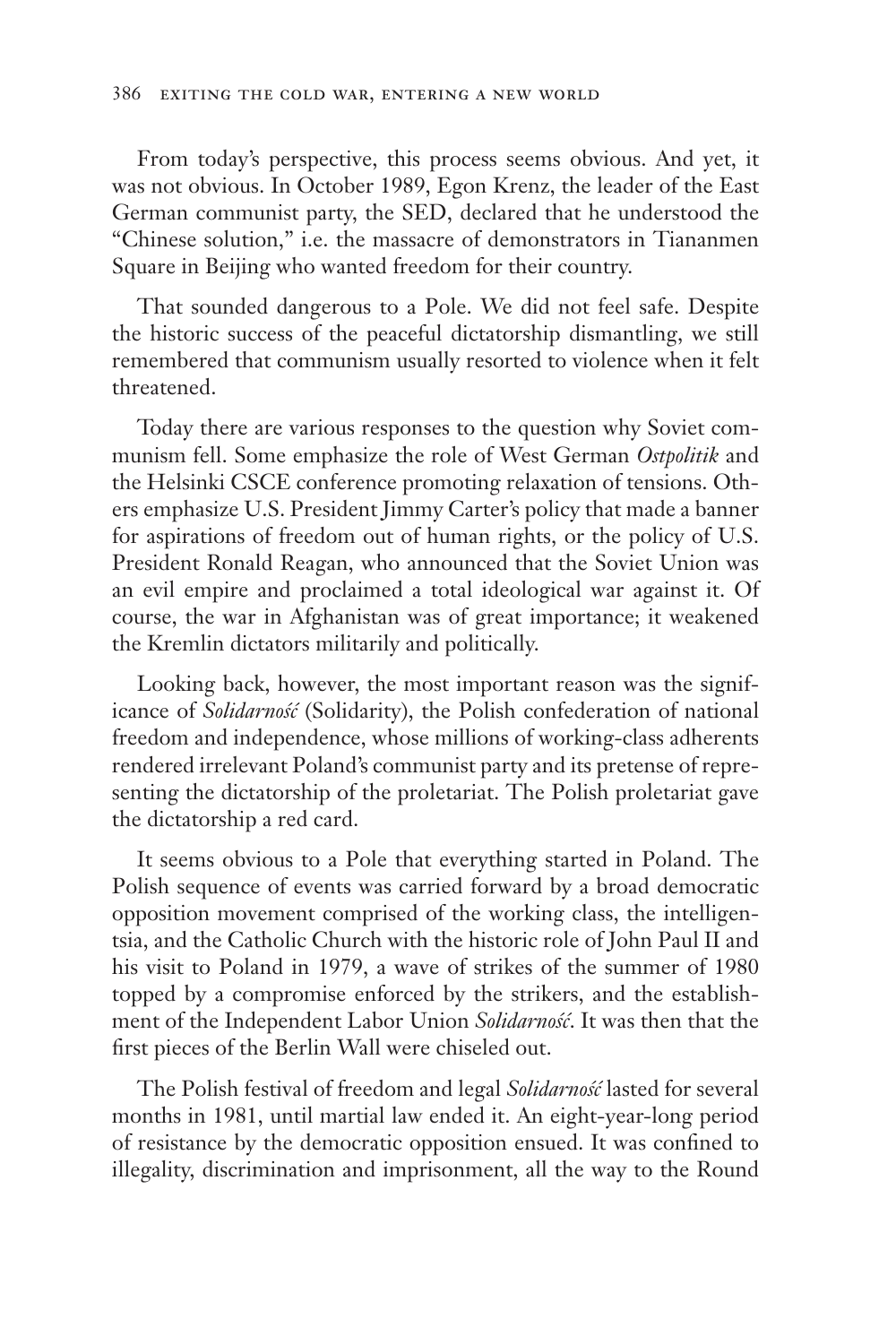From today's perspective, this process seems obvious. And yet, it was not obvious. In October 1989, Egon Krenz, the leader of the East German communist party, the SED, declared that he understood the "Chinese solution," i.e. the massacre of demonstrators in Tiananmen Square in Beijing who wanted freedom for their country.

That sounded dangerous to a Pole. We did not feel safe. Despite the historic success of the peaceful dictatorship dismantling, we still remembered that communism usually resorted to violence when it felt threatened.

Today there are various responses to the question why Soviet communism fell. Some emphasize the role of West German *Ostpolitik* and the Helsinki CSCE conference promoting relaxation of tensions. Others emphasize U.S. President Jimmy Carter's policy that made a banner for aspirations of freedom out of human rights, or the policy of U.S. President Ronald Reagan, who announced that the Soviet Union was an evil empire and proclaimed a total ideological war against it. Of course, the war in Afghanistan was of great importance; it weakened the Kremlin dictators militarily and politically.

Looking back, however, the most important reason was the significance of *Solidarność* (Solidarity), the Polish confederation of national freedom and independence, whose millions of working-class adherents rendered irrelevant Poland's communist party and its pretense of representing the dictatorship of the proletariat. The Polish proletariat gave the dictatorship a red card.

It seems obvious to a Pole that everything started in Poland. The Polish sequence of events was carried forward by a broad democratic opposition movement comprised of the working class, the intelligentsia, and the Catholic Church with the historic role of John Paul II and his visit to Poland in 1979, a wave of strikes of the summer of 1980 topped by a compromise enforced by the strikers, and the establishment of the Independent Labor Union *Solidarność*. It was then that the first pieces of the Berlin Wall were chiseled out.

The Polish festival of freedom and legal *Solidarność* lasted for several months in 1981, until martial law ended it. An eight-year-long period of resistance by the democratic opposition ensued. It was confined to illegality, discrimination and imprisonment, all the way to the Round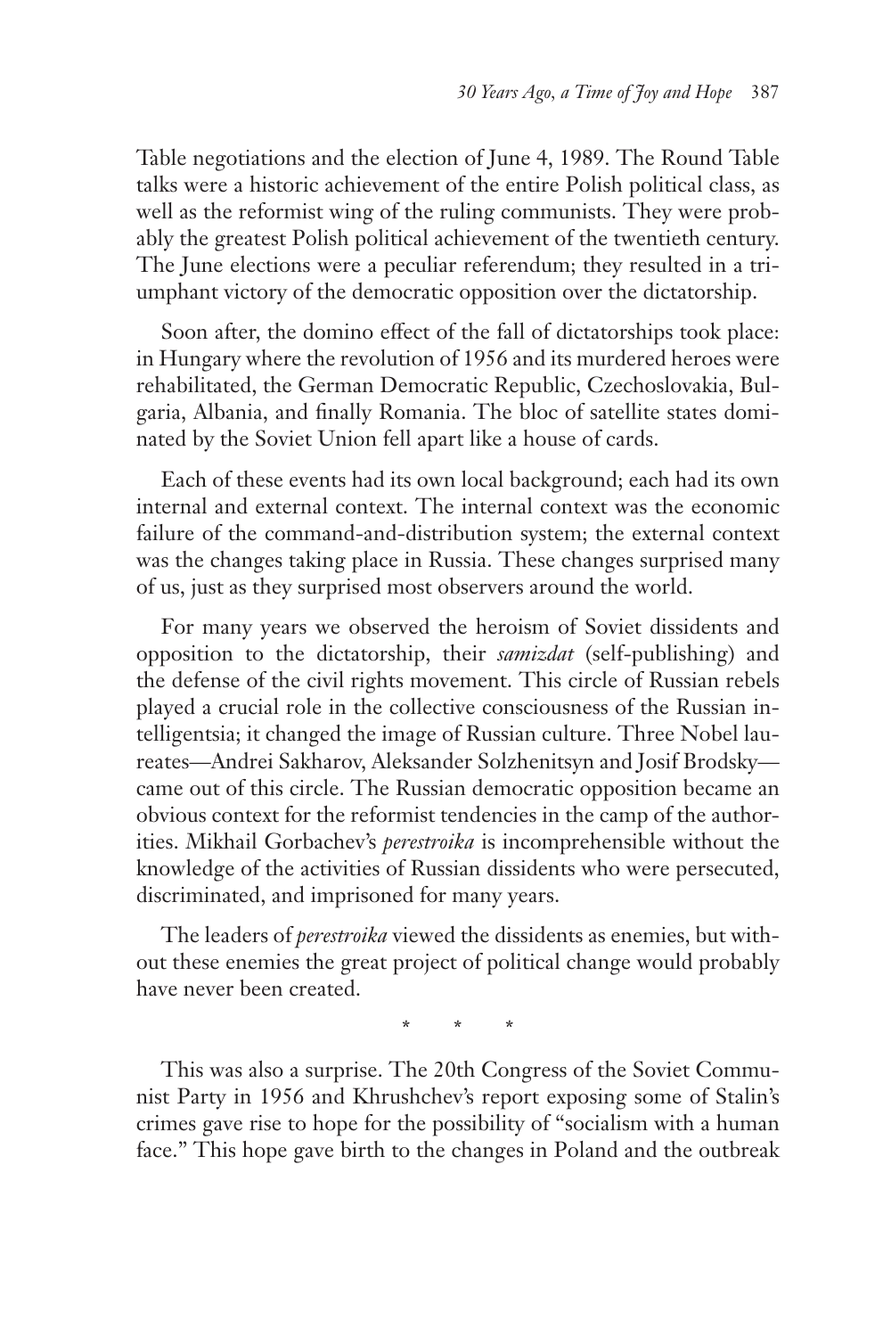Table negotiations and the election of June 4, 1989. The Round Table talks were a historic achievement of the entire Polish political class, as well as the reformist wing of the ruling communists. They were probably the greatest Polish political achievement of the twentieth century. The June elections were a peculiar referendum; they resulted in a triumphant victory of the democratic opposition over the dictatorship.

Soon after, the domino effect of the fall of dictatorships took place: in Hungary where the revolution of 1956 and its murdered heroes were rehabilitated, the German Democratic Republic, Czechoslovakia, Bulgaria, Albania, and finally Romania. The bloc of satellite states dominated by the Soviet Union fell apart like a house of cards.

Each of these events had its own local background; each had its own internal and external context. The internal context was the economic failure of the command-and-distribution system; the external context was the changes taking place in Russia. These changes surprised many of us, just as they surprised most observers around the world.

For many years we observed the heroism of Soviet dissidents and opposition to the dictatorship, their *samizdat* (self-publishing) and the defense of the civil rights movement. This circle of Russian rebels played a crucial role in the collective consciousness of the Russian intelligentsia; it changed the image of Russian culture. Three Nobel laureates—Andrei Sakharov, Aleksander Solzhenitsyn and Josif Brodsky—came out of this circle. The Russian democratic opposition became an obvious context for the reformist tendencies in the camp of the authorities. Mikhail Gorbachev's *perestroika* is incomprehensible without the knowledge of the activities of Russian dissidents who were persecuted, discriminated, and imprisoned for many years.

The leaders of *perestroika* viewed the dissidents as enemies, but without these enemies the great project of political change would probably have never been created.

\* \* \*

This was also a surprise. The 20th Congress of the Soviet Communist Party in 1956 and Khrushchev's report exposing some of Stalin's crimes gave rise to hope for the possibility of "socialism with a human face." This hope gave birth to the changes in Poland and the outbreak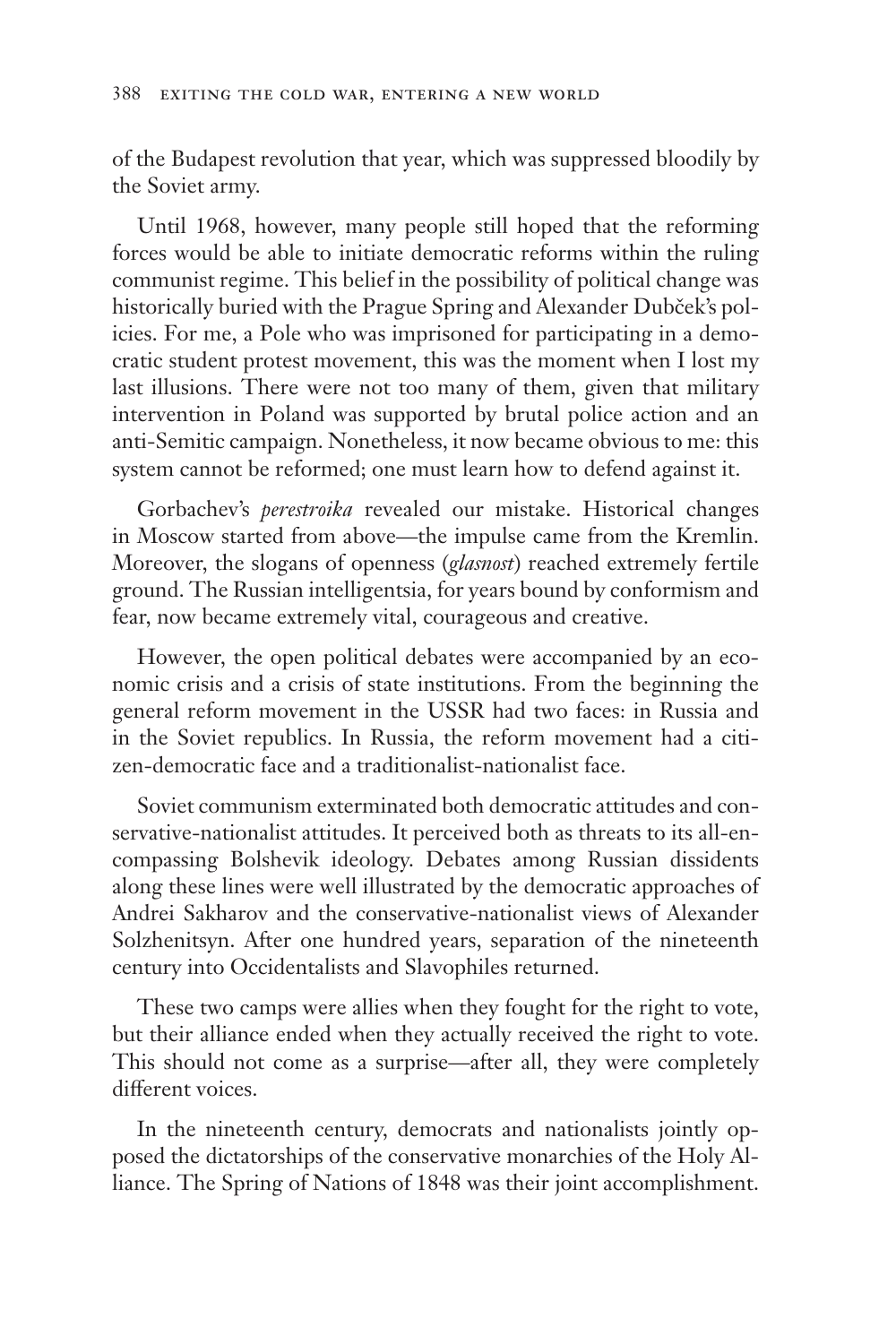of the Budapest revolution that year, which was suppressed bloodily by the Soviet army.

Until 1968, however, many people still hoped that the reforming forces would be able to initiate democratic reforms within the ruling communist regime. This belief in the possibility of political change was historically buried with the Prague Spring and Alexander Dubček's policies. For me, a Pole who was imprisoned for participating in a democratic student protest movement, this was the moment when I lost my last illusions. There were not too many of them, given that military intervention in Poland was supported by brutal police action and an anti-Semitic campaign. Nonetheless, it now became obvious to me: this system cannot be reformed; one must learn how to defend against it.

Gorbachev's *perestroika* revealed our mistake. Historical changes in Moscow started from above—the impulse came from the Kremlin. Moreover, the slogans of openness (*glasnost*) reached extremely fertile ground. The Russian intelligentsia, for years bound by conformism and fear, now became extremely vital, courageous and creative.

However, the open political debates were accompanied by an economic crisis and a crisis of state institutions. From the beginning the general reform movement in the USSR had two faces: in Russia and in the Soviet republics. In Russia, the reform movement had a citizen-democratic face and a traditionalist-nationalist face.

Soviet communism exterminated both democratic attitudes and conservative-nationalist attitudes. It perceived both as threats to its all-encompassing Bolshevik ideology. Debates among Russian dissidents along these lines were well illustrated by the democratic approaches of Andrei Sakharov and the conservative-nationalist views of Alexander Solzhenitsyn. After one hundred years, separation of the nineteenth century into Occidentalists and Slavophiles returned.

These two camps were allies when they fought for the right to vote, but their alliance ended when they actually received the right to vote. This should not come as a surprise—after all, they were completely different voices.

In the nineteenth century, democrats and nationalists jointly opposed the dictatorships of the conservative monarchies of the Holy Alliance. The Spring of Nations of 1848 was their joint accomplishment.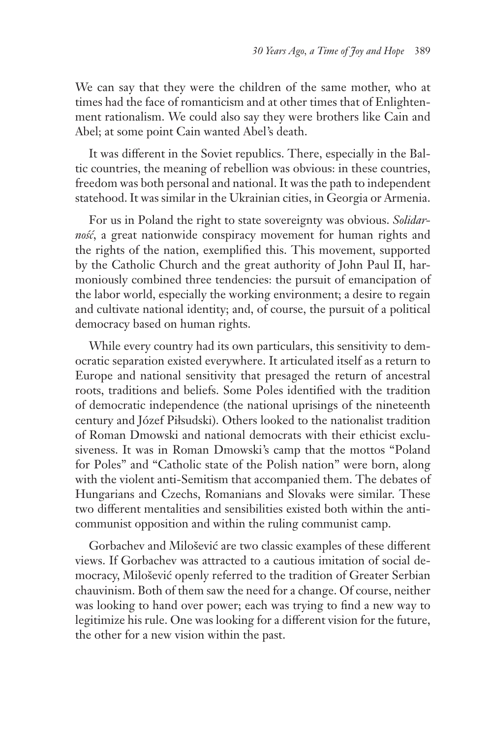We can say that they were the children of the same mother, who at times had the face of romanticism and at other times that of Enlightenment rationalism. We could also say they were brothers like Cain and Abel; at some point Cain wanted Abel's death.

It was different in the Soviet republics. There, especially in the Baltic countries, the meaning of rebellion was obvious: in these countries, freedom was both personal and national. It was the path to independent statehood. It was similar in the Ukrainian cities, in Georgia or Armenia.

For us in Poland the right to state sovereignty was obvious. *Solidarność*, a great nationwide conspiracy movement for human rights and the rights of the nation, exemplified this. This movement, supported by the Catholic Church and the great authority of John Paul II, harmoniously combined three tendencies: the pursuit of emancipation of the labor world, especially the working environment; a desire to regain and cultivate national identity; and, of course, the pursuit of a political democracy based on human rights.

While every country had its own particulars, this sensitivity to democratic separation existed everywhere. It articulated itself as a return to Europe and national sensitivity that presaged the return of ancestral roots, traditions and beliefs. Some Poles identified with the tradition of democratic independence (the national uprisings of the nineteenth century and Józef Piłsudski). Others looked to the nationalist tradition of Roman Dmowski and national democrats with their ethicist exclusiveness. It was in Roman Dmowski's camp that the mottos "Poland for Poles" and "Catholic state of the Polish nation" were born, along with the violent anti-Semitism that accompanied them. The debates of Hungarians and Czechs, Romanians and Slovaks were similar. These two different mentalities and sensibilities existed both within the anticommunist opposition and within the ruling communist camp.

Gorbachev and Milošević are two classic examples of these different views. If Gorbachev was attracted to a cautious imitation of social democracy, Milošević openly referred to the tradition of Greater Serbian chauvinism. Both of them saw the need for a change. Of course, neither was looking to hand over power; each was trying to find a new way to legitimize his rule. One was looking for a different vision for the future, the other for a new vision within the past.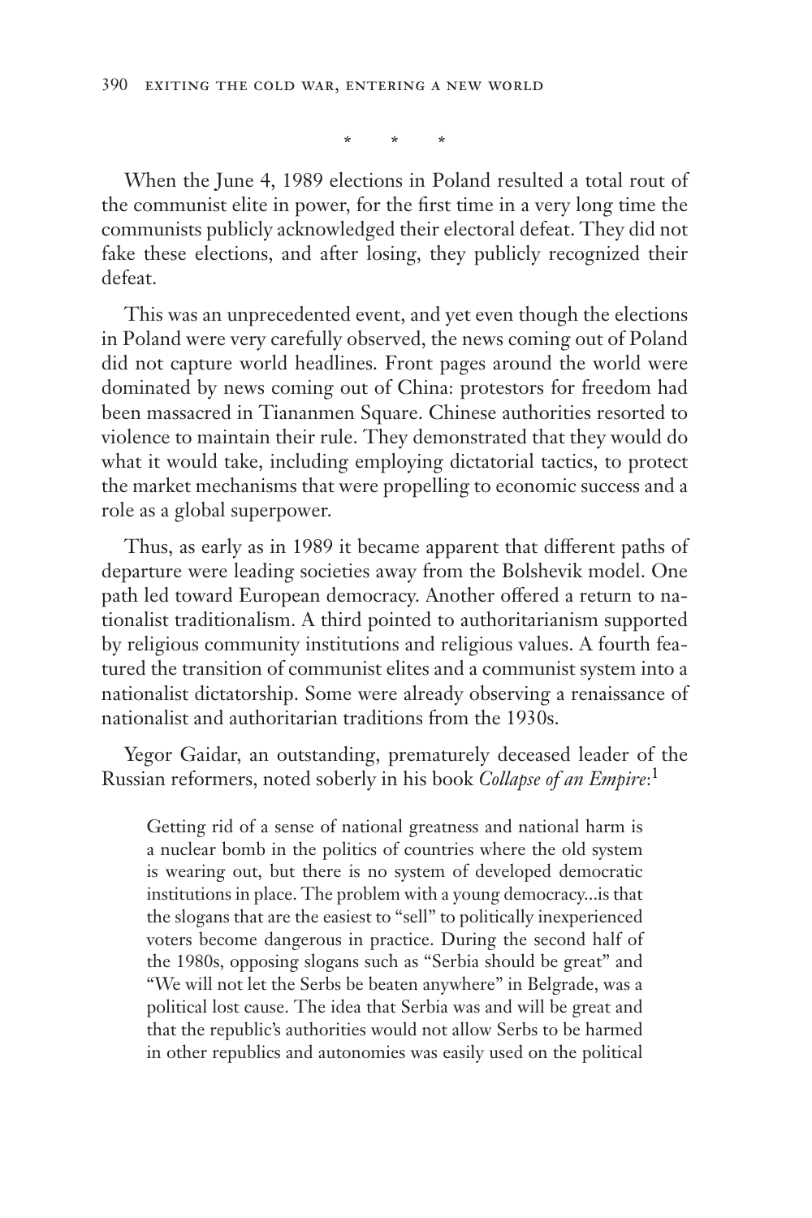\* \* \*

When the June 4, 1989 elections in Poland resulted a total rout of the communist elite in power, for the first time in a very long time the communists publicly acknowledged their electoral defeat. They did not fake these elections, and after losing, they publicly recognized their defeat.

This was an unprecedented event, and yet even though the elections in Poland were very carefully observed, the news coming out of Poland did not capture world headlines. Front pages around the world were dominated by news coming out of China: protestors for freedom had been massacred in Tiananmen Square. Chinese authorities resorted to violence to maintain their rule. They demonstrated that they would do what it would take, including employing dictatorial tactics, to protect the market mechanisms that were propelling to economic success and a role as a global superpower.

Thus, as early as in 1989 it became apparent that different paths of departure were leading societies away from the Bolshevik model. One path led toward European democracy. Another offered a return to nationalist traditionalism. A third pointed to authoritarianism supported by religious community institutions and religious values. A fourth featured the transition of communist elites and a communist system into a nationalist dictatorship. Some were already observing a renaissance of nationalist and authoritarian traditions from the 1930s.

Yegor Gaidar, an outstanding, prematurely deceased leader of the Russian reformers, noted soberly in his book *Collapse of an Empire*:[1]

> Getting rid of a sense of national greatness and national harm is a nuclear bomb in the politics of countries where the old system is wearing out, but there is no system of developed democratic institutions in place. The problem with a young democracy...is that the slogans that are the easiest to "sell" to politically inexperienced voters become dangerous in practice. During the second half of the 1980s, opposing slogans such as "Serbia should be great" and "We will not let the Serbs be beaten anywhere" in Belgrade, was a political lost cause. The idea that Serbia was and will be great and that the republic's authorities would not allow Serbs to be harmed in other republics and autonomies was easily used on the political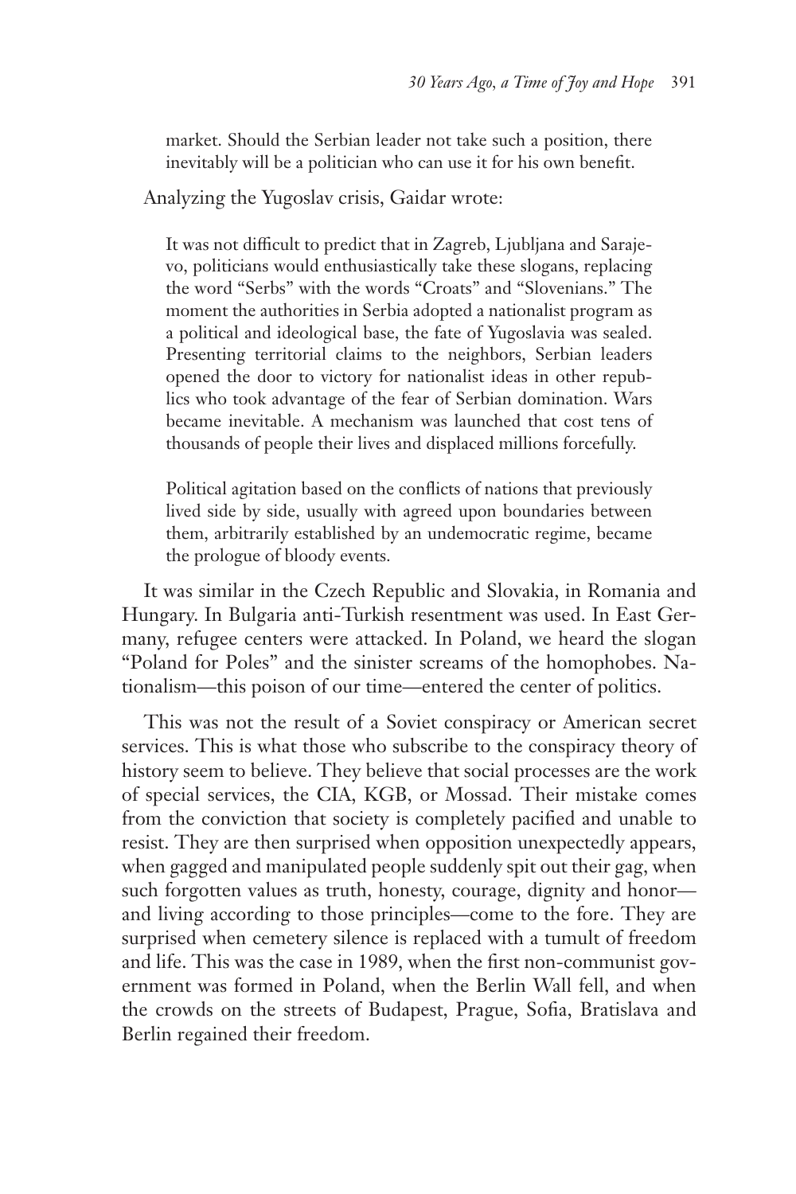> market. Should the Serbian leader not take such a position, there inevitably will be a politician who can use it for his own benefit.

Analyzing the Yugoslav crisis, Gaidar wrote:

> It was not difficult to predict that in Zagreb, Ljubljana and Sarajevo, politicians would enthusiastically take these slogans, replacing the word "Serbs" with the words "Croats" and "Slovenians." The moment the authorities in Serbia adopted a nationalist program as a political and ideological base, the fate of Yugoslavia was sealed. Presenting territorial claims to the neighbors, Serbian leaders opened the door to victory for nationalist ideas in other republics who took advantage of the fear of Serbian domination. Wars became inevitable. A mechanism was launched that cost tens of thousands of people their lives and displaced millions forcefully.
>
> Political agitation based on the conflicts of nations that previously lived side by side, usually with agreed upon boundaries between them, arbitrarily established by an undemocratic regime, became the prologue of bloody events.

It was similar in the Czech Republic and Slovakia, in Romania and Hungary. In Bulgaria anti-Turkish resentment was used. In East Germany, refugee centers were attacked. In Poland, we heard the slogan "Poland for Poles" and the sinister screams of the homophobes. Nationalism—this poison of our time—entered the center of politics.

This was not the result of a Soviet conspiracy or American secret services. This is what those who subscribe to the conspiracy theory of history seem to believe. They believe that social processes are the work of special services, the CIA, KGB, or Mossad. Their mistake comes from the conviction that society is completely pacified and unable to resist. They are then surprised when opposition unexpectedly appears, when gagged and manipulated people suddenly spit out their gag, when such forgotten values as truth, honesty, courage, dignity and honor—and living according to those principles—come to the fore. They are surprised when cemetery silence is replaced with a tumult of freedom and life. This was the case in 1989, when the first non-communist government was formed in Poland, when the Berlin Wall fell, and when the crowds on the streets of Budapest, Prague, Sofia, Bratislava and Berlin regained their freedom.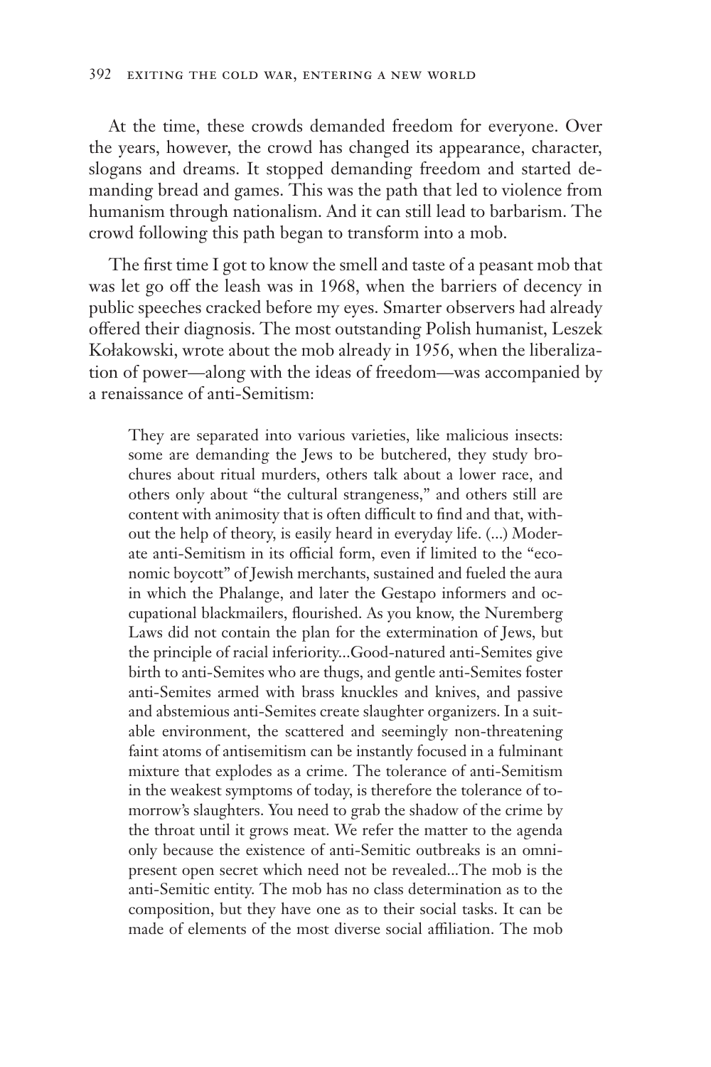At the time, these crowds demanded freedom for everyone. Over the years, however, the crowd has changed its appearance, character, slogans and dreams. It stopped demanding freedom and started demanding bread and games. This was the path that led to violence from humanism through nationalism. And it can still lead to barbarism. The crowd following this path began to transform into a mob.

The first time I got to know the smell and taste of a peasant mob that was let go off the leash was in 1968, when the barriers of decency in public speeches cracked before my eyes. Smarter observers had already offered their diagnosis. The most outstanding Polish humanist, Leszek Kołakowski, wrote about the mob already in 1956, when the liberalization of power—along with the ideas of freedom—was accompanied by a renaissance of anti-Semitism:

> They are separated into various varieties, like malicious insects: some are demanding the Jews to be butchered, they study brochures about ritual murders, others talk about a lower race, and others only about "the cultural strangeness," and others still are content with animosity that is often difficult to find and that, without the help of theory, is easily heard in everyday life. (...) Moderate anti-Semitism in its official form, even if limited to the "economic boycott" of Jewish merchants, sustained and fueled the aura in which the Phalange, and later the Gestapo informers and occupational blackmailers, flourished. As you know, the Nuremberg Laws did not contain the plan for the extermination of Jews, but the principle of racial inferiority...Good-natured anti-Semites give birth to anti-Semites who are thugs, and gentle anti-Semites foster anti-Semites armed with brass knuckles and knives, and passive and abstemious anti-Semites create slaughter organizers. In a suitable environment, the scattered and seemingly non-threatening faint atoms of antisemitism can be instantly focused in a fulminant mixture that explodes as a crime. The tolerance of anti-Semitism in the weakest symptoms of today, is therefore the tolerance of tomorrow's slaughters. You need to grab the shadow of the crime by the throat until it grows meat. We refer the matter to the agenda only because the existence of anti-Semitic outbreaks is an omnipresent open secret which need not be revealed...The mob is the anti-Semitic entity. The mob has no class determination as to the composition, but they have one as to their social tasks. It can be made of elements of the most diverse social affiliation. The mob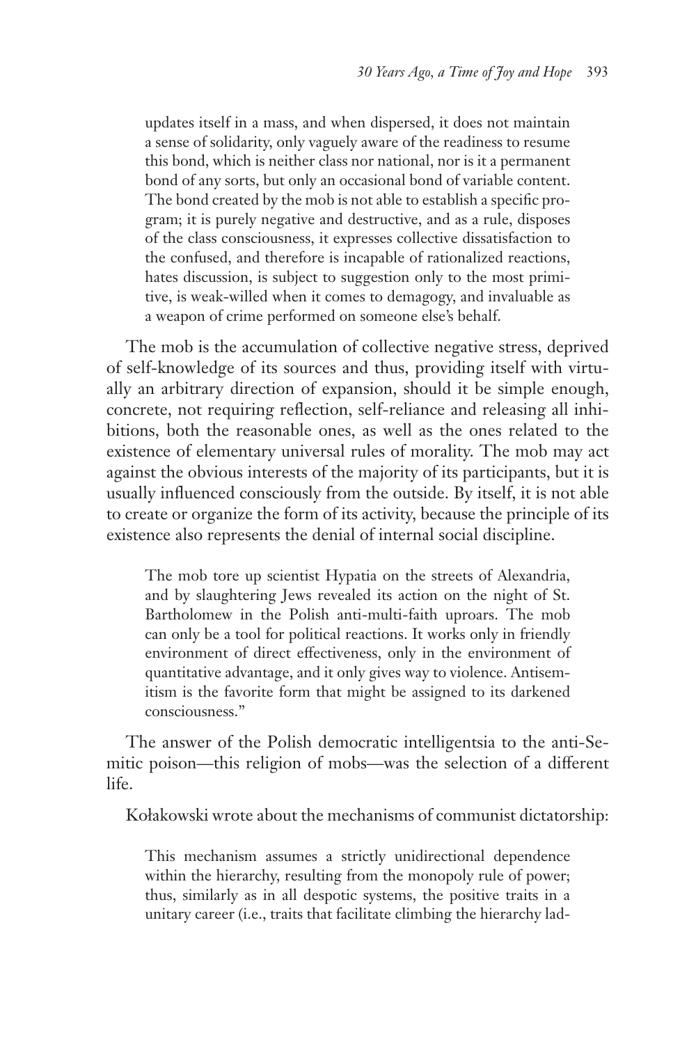> updates itself in a mass, and when dispersed, it does not maintain a sense of solidarity, only vaguely aware of the readiness to resume this bond, which is neither class nor national, nor is it a permanent bond of any sorts, but only an occasional bond of variable content. The bond created by the mob is not able to establish a specific program; it is purely negative and destructive, and as a rule, disposes of the class consciousness, it expresses collective dissatisfaction to the confused, and therefore is incapable of rationalized reactions, hates discussion, is subject to suggestion only to the most primitive, is weak-willed when it comes to demagogy, and invaluable as a weapon of crime performed on someone else's behalf.

The mob is the accumulation of collective negative stress, deprived of self-knowledge of its sources and thus, providing itself with virtually an arbitrary direction of expansion, should it be simple enough, concrete, not requiring reflection, self-reliance and releasing all inhibitions, both the reasonable ones, as well as the ones related to the existence of elementary universal rules of morality. The mob may act against the obvious interests of the majority of its participants, but it is usually influenced consciously from the outside. By itself, it is not able to create or organize the form of its activity, because the principle of its existence also represents the denial of internal social discipline.

> The mob tore up scientist Hypatia on the streets of Alexandria, and by slaughtering Jews revealed its action on the night of St. Bartholomew in the Polish anti-multi-faith uproars. The mob can only be a tool for political reactions. It works only in friendly environment of direct effectiveness, only in the environment of quantitative advantage, and it only gives way to violence. Antisemitism is the favorite form that might be assigned to its darkened consciousness."

The answer of the Polish democratic intelligentsia to the anti-Semitic poison—this religion of mobs—was the selection of a different life.

Kołakowski wrote about the mechanisms of communist dictatorship:

> This mechanism assumes a strictly unidirectional dependence within the hierarchy, resulting from the monopoly rule of power; thus, similarly as in all despotic systems, the positive traits in a unitary career (i.e., traits that facilitate climbing the hierarchy lad-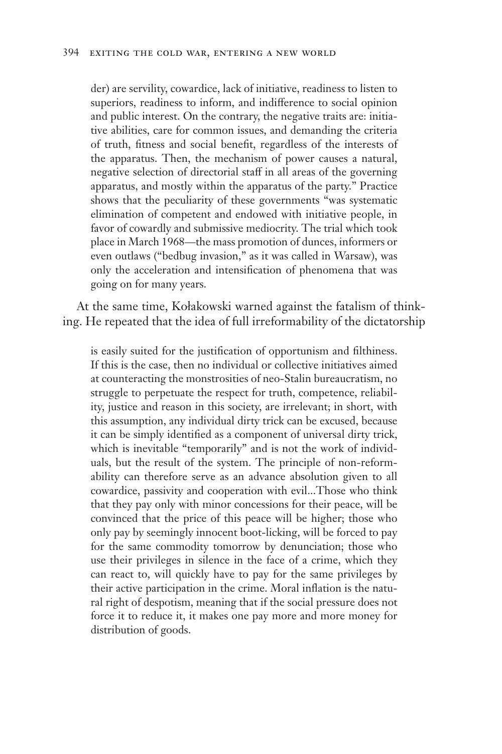der) are servility, cowardice, lack of initiative, readiness to listen to superiors, readiness to inform, and indifference to social opinion and public interest. On the contrary, the negative traits are: initiative abilities, care for common issues, and demanding the criteria of truth, fitness and social benefit, regardless of the interests of the apparatus. Then, the mechanism of power causes a natural, negative selection of directorial staff in all areas of the governing apparatus, and mostly within the apparatus of the party." Practice shows that the peculiarity of these governments "was systematic elimination of competent and endowed with initiative people, in favor of cowardly and submissive mediocrity. The trial which took place in March 1968—the mass promotion of dunces, informers or even outlaws ("bedbug invasion," as it was called in Warsaw), was only the acceleration and intensification of phenomena that was going on for many years.

At the same time, Kołakowski warned against the fatalism of thinking. He repeated that the idea of full irreformability of the dictatorship

> is easily suited for the justification of opportunism and filthiness. If this is the case, then no individual or collective initiatives aimed at counteracting the monstrosities of neo-Stalin bureaucratism, no struggle to perpetuate the respect for truth, competence, reliability, justice and reason in this society, are irrelevant; in short, with this assumption, any individual dirty trick can be excused, because it can be simply identified as a component of universal dirty trick, which is inevitable "temporarily" and is not the work of individuals, but the result of the system. The principle of non-reformability can therefore serve as an advance absolution given to all cowardice, passivity and cooperation with evil...Those who think that they pay only with minor concessions for their peace, will be convinced that the price of this peace will be higher; those who only pay by seemingly innocent boot-licking, will be forced to pay for the same commodity tomorrow by denunciation; those who use their privileges in silence in the face of a crime, which they can react to, will quickly have to pay for the same privileges by their active participation in the crime. Moral inflation is the natural right of despotism, meaning that if the social pressure does not force it to reduce it, it makes one pay more and more money for distribution of goods.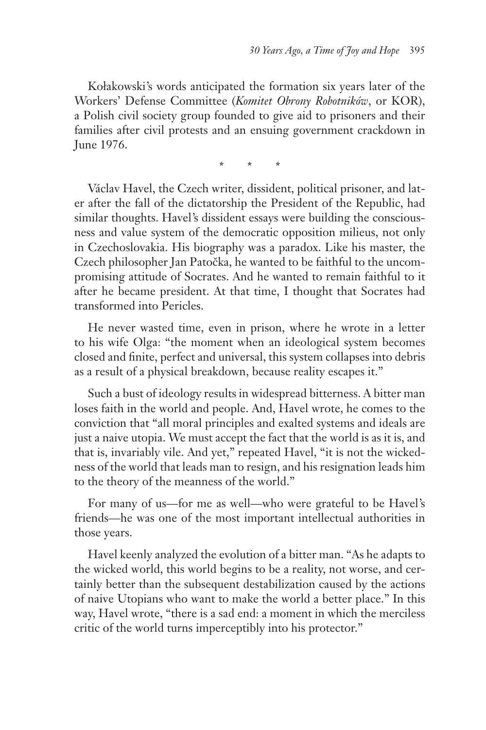Kołakowski's words anticipated the formation six years later of the Workers' Defense Committee (*Komitet Obrony Robotników*, or KOR), a Polish civil society group founded to give aid to prisoners and their families after civil protests and an ensuing government crackdown in June 1976.

\* \* \*

Václav Havel, the Czech writer, dissident, political prisoner, and later after the fall of the dictatorship the President of the Republic, had similar thoughts. Havel's dissident essays were building the consciousness and value system of the democratic opposition milieus, not only in Czechoslovakia. His biography was a paradox. Like his master, the Czech philosopher Jan Patočka, he wanted to be faithful to the uncompromising attitude of Socrates. And he wanted to remain faithful to it after he became president. At that time, I thought that Socrates had transformed into Pericles.

He never wasted time, even in prison, where he wrote in a letter to his wife Olga: "the moment when an ideological system becomes closed and finite, perfect and universal, this system collapses into debris as a result of a physical breakdown, because reality escapes it."

Such a bust of ideology results in widespread bitterness. A bitter man loses faith in the world and people. And, Havel wrote, he comes to the conviction that "all moral principles and exalted systems and ideals are just a naive utopia. We must accept the fact that the world is as it is, and that is, invariably vile. And yet," repeated Havel, "it is not the wickedness of the world that leads man to resign, and his resignation leads him to the theory of the meanness of the world."

For many of us—for me as well—who were grateful to be Havel's friends—he was one of the most important intellectual authorities in those years.

Havel keenly analyzed the evolution of a bitter man. "As he adapts to the wicked world, this world begins to be a reality, not worse, and certainly better than the subsequent destabilization caused by the actions of naive Utopians who want to make the world a better place." In this way, Havel wrote, "there is a sad end: a moment in which the merciless critic of the world turns imperceptibly into his protector."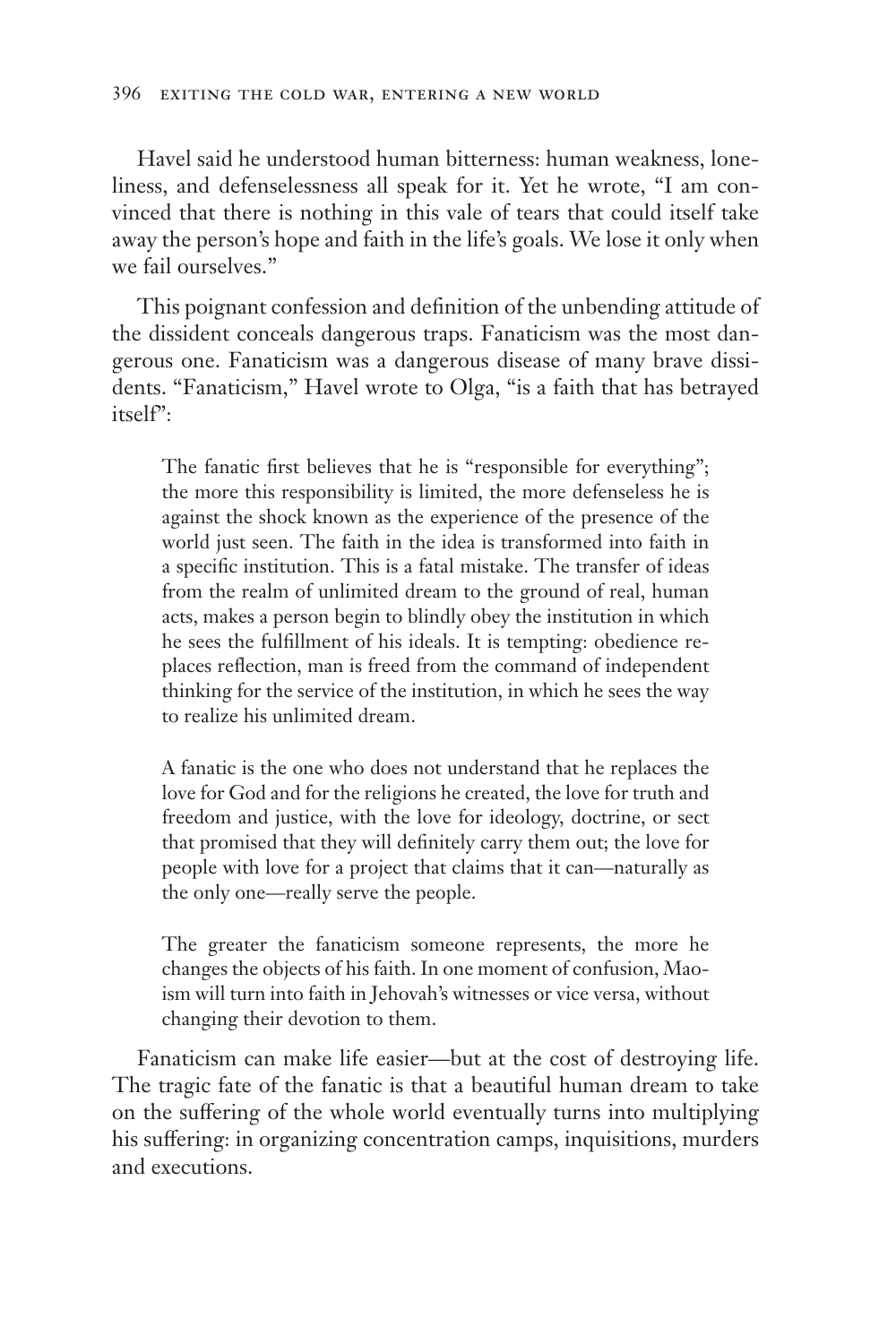Havel said he understood human bitterness: human weakness, loneliness, and defenselessness all speak for it. Yet he wrote, "I am convinced that there is nothing in this vale of tears that could itself take away the person's hope and faith in the life's goals. We lose it only when we fail ourselves."

This poignant confession and definition of the unbending attitude of the dissident conceals dangerous traps. Fanaticism was the most dangerous one. Fanaticism was a dangerous disease of many brave dissidents. "Fanaticism," Havel wrote to Olga, "is a faith that has betrayed itself":

> The fanatic first believes that he is "responsible for everything"; the more this responsibility is limited, the more defenseless he is against the shock known as the experience of the presence of the world just seen. The faith in the idea is transformed into faith in a specific institution. This is a fatal mistake. The transfer of ideas from the realm of unlimited dream to the ground of real, human acts, makes a person begin to blindly obey the institution in which he sees the fulfillment of his ideals. It is tempting: obedience replaces reflection, man is freed from the command of independent thinking for the service of the institution, in which he sees the way to realize his unlimited dream.
>
> A fanatic is the one who does not understand that he replaces the love for God and for the religions he created, the love for truth and freedom and justice, with the love for ideology, doctrine, or sect that promised that they will definitely carry them out; the love for people with love for a project that claims that it can—naturally as the only one—really serve the people.
>
> The greater the fanaticism someone represents, the more he changes the objects of his faith. In one moment of confusion, Maoism will turn into faith in Jehovah's witnesses or vice versa, without changing their devotion to them.

Fanaticism can make life easier—but at the cost of destroying life. The tragic fate of the fanatic is that a beautiful human dream to take on the suffering of the whole world eventually turns into multiplying his suffering: in organizing concentration camps, inquisitions, murders and executions.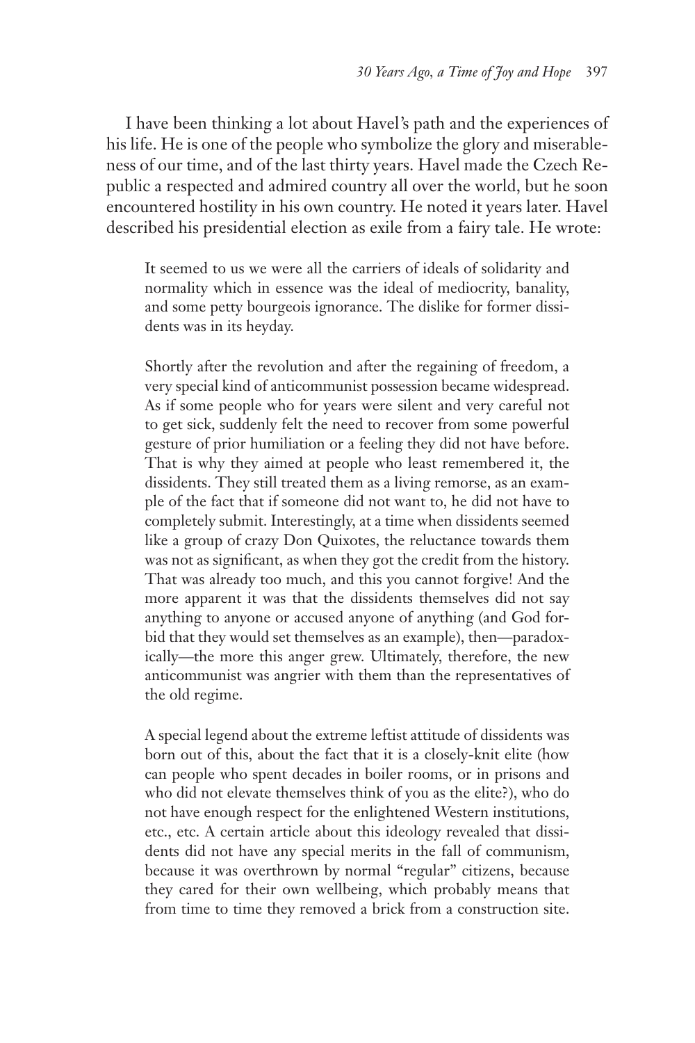I have been thinking a lot about Havel's path and the experiences of his life. He is one of the people who symbolize the glory and miserableness of our time, and of the last thirty years. Havel made the Czech Republic a respected and admired country all over the world, but he soon encountered hostility in his own country. He noted it years later. Havel described his presidential election as exile from a fairy tale. He wrote:

> It seemed to us we were all the carriers of ideals of solidarity and normality which in essence was the ideal of mediocrity, banality, and some petty bourgeois ignorance. The dislike for former dissidents was in its heyday.
>
> Shortly after the revolution and after the regaining of freedom, a very special kind of anticommunist possession became widespread. As if some people who for years were silent and very careful not to get sick, suddenly felt the need to recover from some powerful gesture of prior humiliation or a feeling they did not have before. That is why they aimed at people who least remembered it, the dissidents. They still treated them as a living remorse, as an example of the fact that if someone did not want to, he did not have to completely submit. Interestingly, at a time when dissidents seemed like a group of crazy Don Quixotes, the reluctance towards them was not as significant, as when they got the credit from the history. That was already too much, and this you cannot forgive! And the more apparent it was that the dissidents themselves did not say anything to anyone or accused anyone of anything (and God forbid that they would set themselves as an example), then—paradoxically—the more this anger grew. Ultimately, therefore, the new anticommunist was angrier with them than the representatives of the old regime.
>
> A special legend about the extreme leftist attitude of dissidents was born out of this, about the fact that it is a closely-knit elite (how can people who spent decades in boiler rooms, or in prisons and who did not elevate themselves think of you as the elite?), who do not have enough respect for the enlightened Western institutions, etc., etc. A certain article about this ideology revealed that dissidents did not have any special merits in the fall of communism, because it was overthrown by normal "regular" citizens, because they cared for their own wellbeing, which probably means that from time to time they removed a brick from a construction site.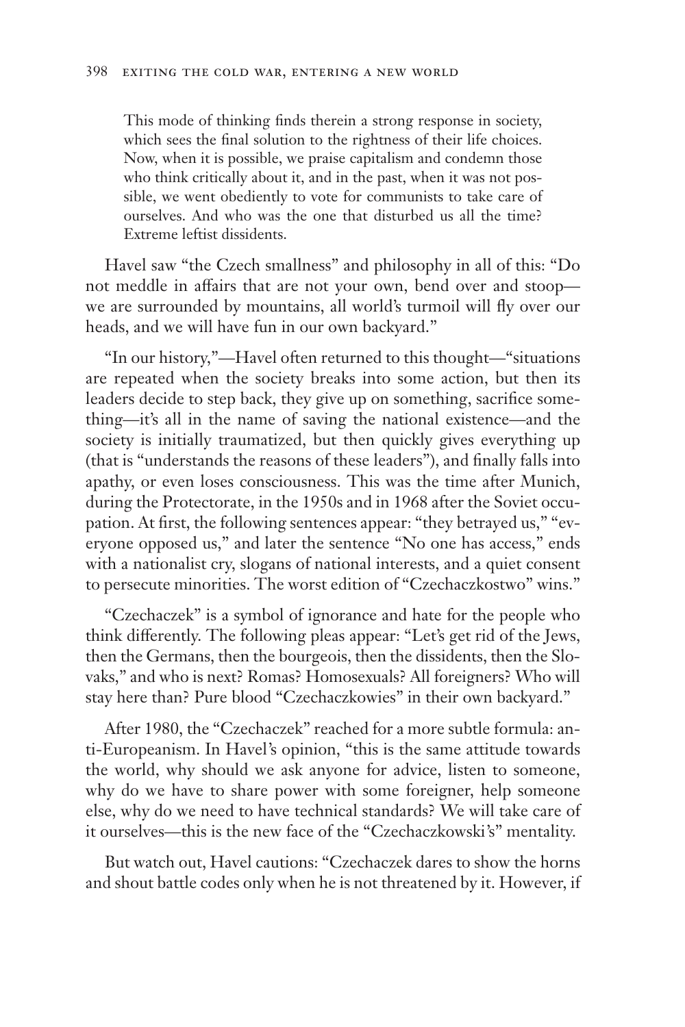> This mode of thinking finds therein a strong response in society, which sees the final solution to the rightness of their life choices. Now, when it is possible, we praise capitalism and condemn those who think critically about it, and in the past, when it was not possible, we went obediently to vote for communists to take care of ourselves. And who was the one that disturbed us all the time? Extreme leftist dissidents.

Havel saw "the Czech smallness" and philosophy in all of this: "Do not meddle in affairs that are not your own, bend over and stoop—we are surrounded by mountains, all world's turmoil will fly over our heads, and we will have fun in our own backyard."

"In our history,"—Havel often returned to this thought—"situations are repeated when the society breaks into some action, but then its leaders decide to step back, they give up on something, sacrifice something—it's all in the name of saving the national existence—and the society is initially traumatized, but then quickly gives everything up (that is "understands the reasons of these leaders"), and finally falls into apathy, or even loses consciousness. This was the time after Munich, during the Protectorate, in the 1950s and in 1968 after the Soviet occupation. At first, the following sentences appear: "they betrayed us," "everyone opposed us," and later the sentence "No one has access," ends with a nationalist cry, slogans of national interests, and a quiet consent to persecute minorities. The worst edition of "Czechaczkostwo" wins."

"Czechaczek" is a symbol of ignorance and hate for the people who think differently. The following pleas appear: "Let's get rid of the Jews, then the Germans, then the bourgeois, then the dissidents, then the Slovaks," and who is next? Romas? Homosexuals? All foreigners? Who will stay here than? Pure blood "Czechaczkowies" in their own backyard."

After 1980, the "Czechaczek" reached for a more subtle formula: anti-Europeanism. In Havel's opinion, "this is the same attitude towards the world, why should we ask anyone for advice, listen to someone, why do we have to share power with some foreigner, help someone else, why do we need to have technical standards? We will take care of it ourselves—this is the new face of the "Czechaczkowski's" mentality.

But watch out, Havel cautions: "Czechaczek dares to show the horns and shout battle codes only when he is not threatened by it. However, if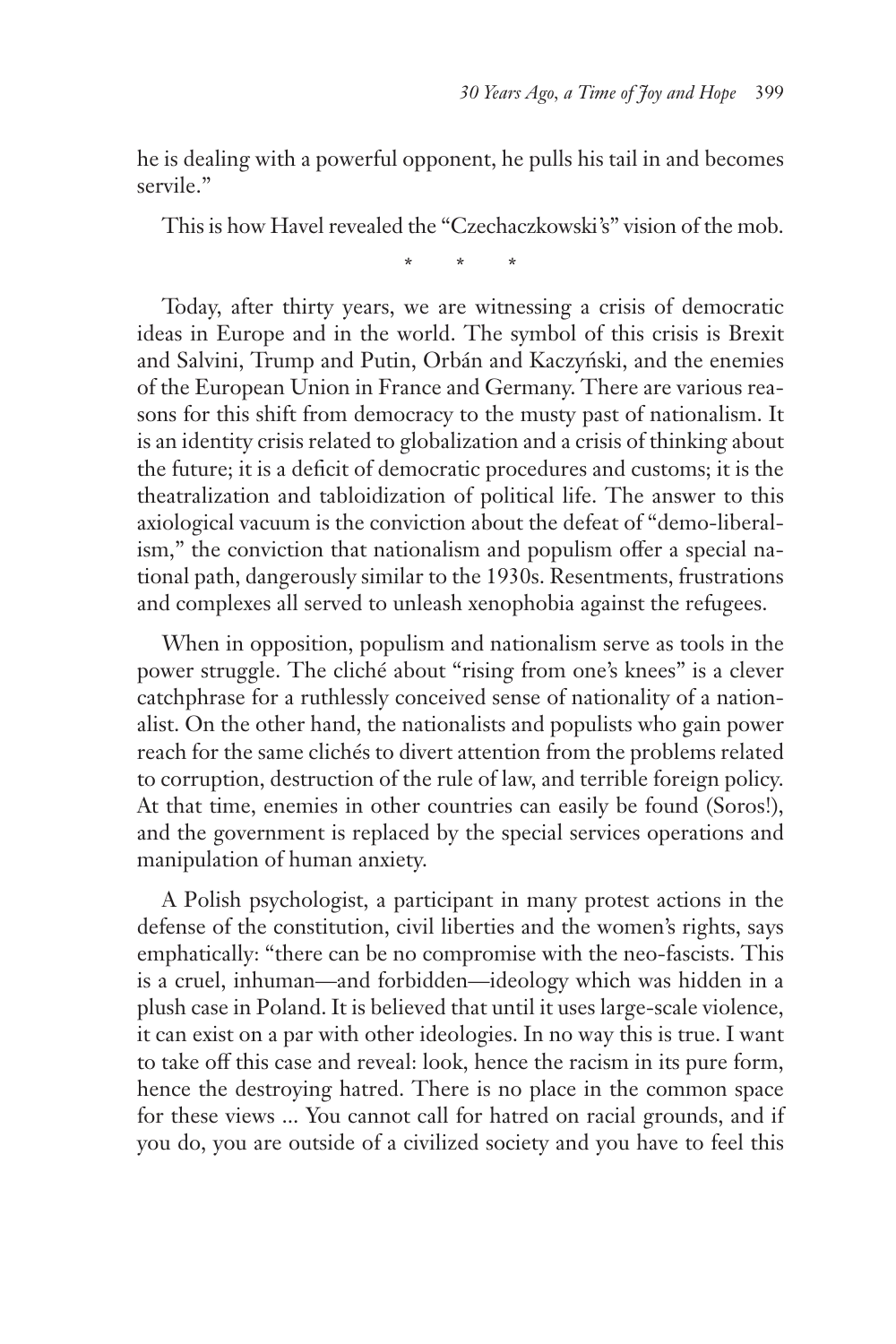he is dealing with a powerful opponent, he pulls his tail in and becomes servile."

This is how Havel revealed the "Czechaczkowski's" vision of the mob.

\* \* \*

Today, after thirty years, we are witnessing a crisis of democratic ideas in Europe and in the world. The symbol of this crisis is Brexit and Salvini, Trump and Putin, Orbán and Kaczyński, and the enemies of the European Union in France and Germany. There are various reasons for this shift from democracy to the musty past of nationalism. It is an identity crisis related to globalization and a crisis of thinking about the future; it is a deficit of democratic procedures and customs; it is the theatralization and tabloidization of political life. The answer to this axiological vacuum is the conviction about the defeat of "demo-liberalism," the conviction that nationalism and populism offer a special national path, dangerously similar to the 1930s. Resentments, frustrations and complexes all served to unleash xenophobia against the refugees.

When in opposition, populism and nationalism serve as tools in the power struggle. The cliché about "rising from one's knees" is a clever catchphrase for a ruthlessly conceived sense of nationality of a nationalist. On the other hand, the nationalists and populists who gain power reach for the same clichés to divert attention from the problems related to corruption, destruction of the rule of law, and terrible foreign policy. At that time, enemies in other countries can easily be found (Soros!), and the government is replaced by the special services operations and manipulation of human anxiety.

A Polish psychologist, a participant in many protest actions in the defense of the constitution, civil liberties and the women's rights, says emphatically: "there can be no compromise with the neo-fascists. This is a cruel, inhuman—and forbidden—ideology which was hidden in a plush case in Poland. It is believed that until it uses large-scale violence, it can exist on a par with other ideologies. In no way this is true. I want to take off this case and reveal: look, hence the racism in its pure form, hence the destroying hatred. There is no place in the common space for these views ... You cannot call for hatred on racial grounds, and if you do, you are outside of a civilized society and you have to feel this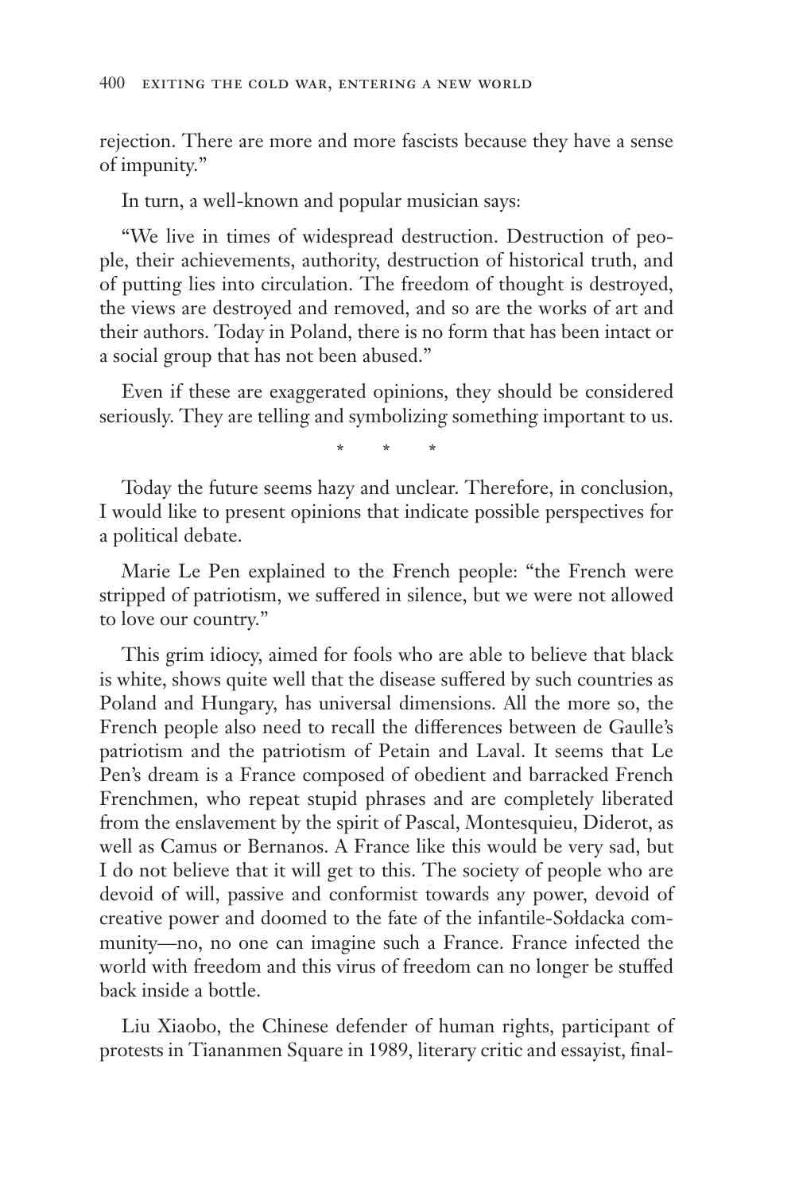rejection. There are more and more fascists because they have a sense of impunity."

In turn, a well-known and popular musician says:

"We live in times of widespread destruction. Destruction of people, their achievements, authority, destruction of historical truth, and of putting lies into circulation. The freedom of thought is destroyed, the views are destroyed and removed, and so are the works of art and their authors. Today in Poland, there is no form that has been intact or a social group that has not been abused."

Even if these are exaggerated opinions, they should be considered seriously. They are telling and symbolizing something important to us.

\* \* \*

Today the future seems hazy and unclear. Therefore, in conclusion, I would like to present opinions that indicate possible perspectives for a political debate.

Marie Le Pen explained to the French people: "the French were stripped of patriotism, we suffered in silence, but we were not allowed to love our country."

This grim idiocy, aimed for fools who are able to believe that black is white, shows quite well that the disease suffered by such countries as Poland and Hungary, has universal dimensions. All the more so, the French people also need to recall the differences between de Gaulle's patriotism and the patriotism of Petain and Laval. It seems that Le Pen's dream is a France composed of obedient and barracked French Frenchmen, who repeat stupid phrases and are completely liberated from the enslavement by the spirit of Pascal, Montesquieu, Diderot, as well as Camus or Bernanos. A France like this would be very sad, but I do not believe that it will get to this. The society of people who are devoid of will, passive and conformist towards any power, devoid of creative power and doomed to the fate of the infantile-Sołdacka community—no, no one can imagine such a France. France infected the world with freedom and this virus of freedom can no longer be stuffed back inside a bottle.

Liu Xiaobo, the Chinese defender of human rights, participant of protests in Tiananmen Square in 1989, literary critic and essayist, final-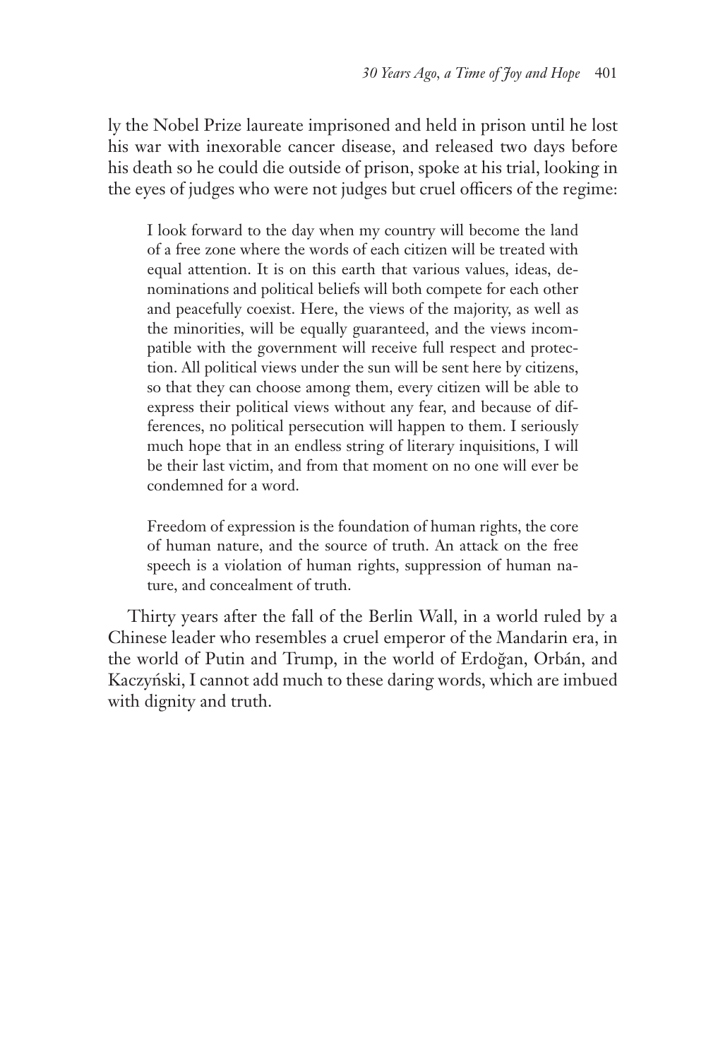ly the Nobel Prize laureate imprisoned and held in prison until he lost his war with inexorable cancer disease, and released two days before his death so he could die outside of prison, spoke at his trial, looking in the eyes of judges who were not judges but cruel officers of the regime:

> I look forward to the day when my country will become the land of a free zone where the words of each citizen will be treated with equal attention. It is on this earth that various values, ideas, denominations and political beliefs will both compete for each other and peacefully coexist. Here, the views of the majority, as well as the minorities, will be equally guaranteed, and the views incompatible with the government will receive full respect and protection. All political views under the sun will be sent here by citizens, so that they can choose among them, every citizen will be able to express their political views without any fear, and because of differences, no political persecution will happen to them. I seriously much hope that in an endless string of literary inquisitions, I will be their last victim, and from that moment on no one will ever be condemned for a word.
>
> Freedom of expression is the foundation of human rights, the core of human nature, and the source of truth. An attack on the free speech is a violation of human rights, suppression of human nature, and concealment of truth.

Thirty years after the fall of the Berlin Wall, in a world ruled by a Chinese leader who resembles a cruel emperor of the Mandarin era, in the world of Putin and Trump, in the world of Erdoğan, Orbán, and Kaczyński, I cannot add much to these daring words, which are imbued with dignity and truth.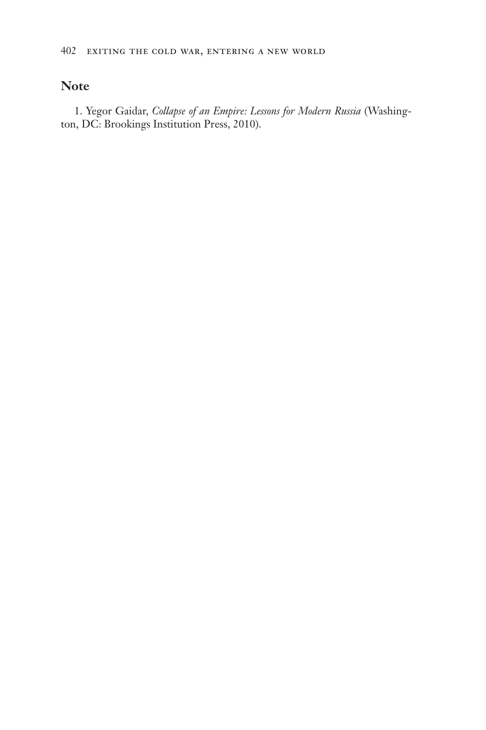## Note

1. Yegor Gaidar, *Collapse of an Empire: Lessons for Modern Russia* (Washington, DC: Brookings Institution Press, 2010).